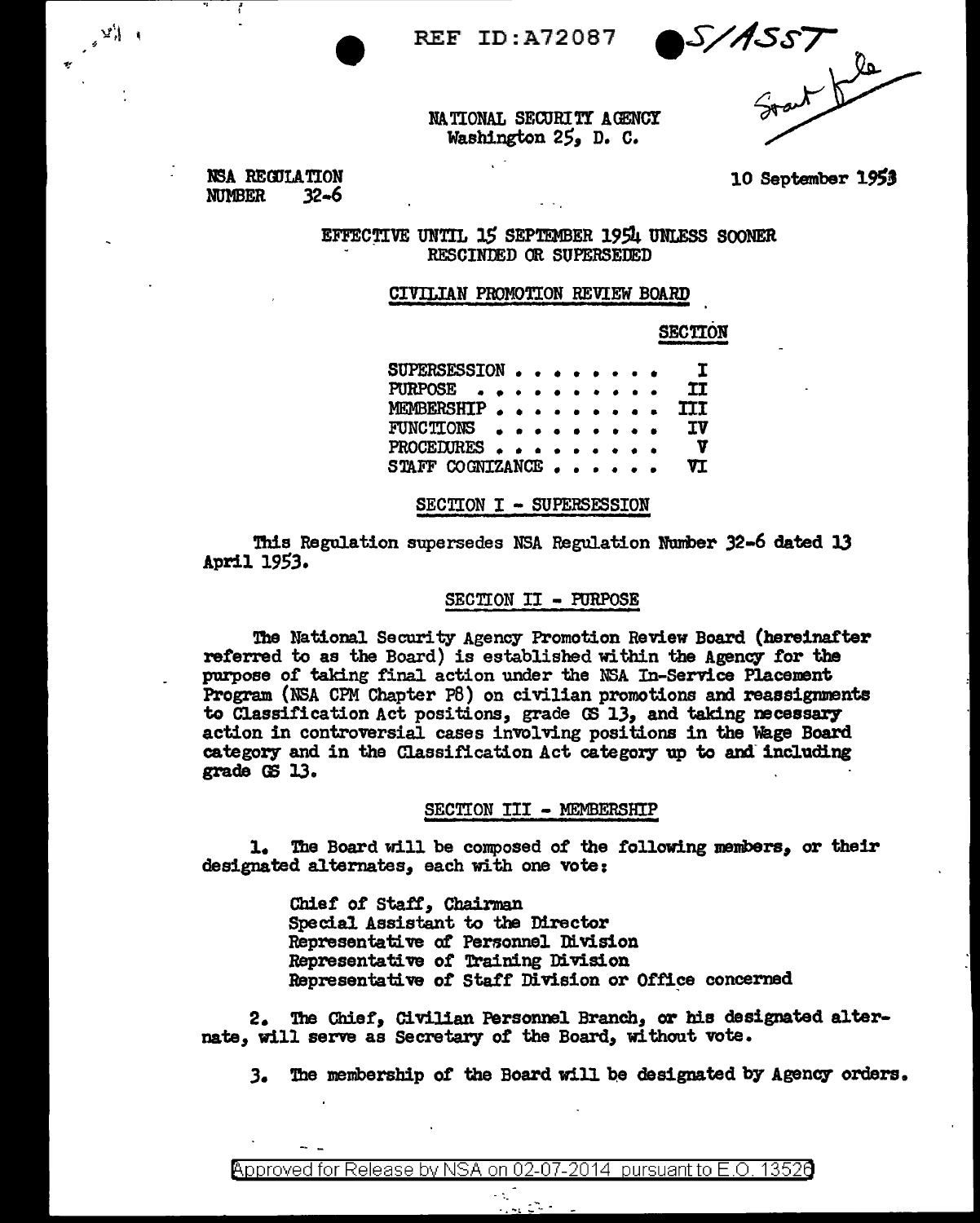REF ID:A72087 S/ASST

Staff file

NATIONAL SECURITY AGENCY
Washington 25, D. C.

NSA REGULATION
NUMBER 32-6

10 September 1953

EFFECTIVE UNTIL 15 SEPTEMBER 1954 UNLESS SOONER RESCINDED OR SUPERSEDED

## CIVILIAN PROMOTION REVIEW BOARD

| | SECTION |
|---|---|
| SUPERSESSION . . . . . . . . . | I |
| PURPOSE . . . . . . . . . . | II |
| MEMBERSHIP . . . . . . . . . . | III |
| FUNCTIONS . . . . . . . . . . | IV |
| PROCEDURES . . . . . . . . . . | V |
| STAFF COGNIZANCE . . . . . . . | VI |

### SECTION I - SUPERSESSION

This Regulation supersedes NSA Regulation Number 32-6 dated 13 April 1953.

### SECTION II - PURPOSE

The National Security Agency Promotion Review Board (hereinafter referred to as the Board) is established within the Agency for the purpose of taking final action under the NSA In-Service Placement Program (NSA CPM Chapter P8) on civilian promotions and reassignments to Classification Act positions, grade GS 13, and taking necessary action in controversial cases involving positions in the Wage Board category and in the Classification Act category up to and including grade GS 13.

### SECTION III - MEMBERSHIP

1. The Board will be composed of the following members, or their designated alternates, each with one vote:

Chief of Staff, Chairman
Special Assistant to the Director
Representative of Personnel Division
Representative of Training Division
Representative of Staff Division or Office concerned

2. The Chief, Civilian Personnel Branch, or his designated alternate, will serve as Secretary of the Board, without vote.

3. The membership of the Board will be designated by Agency orders.

Approved for Release by NSA on 02-07-2014 pursuant to E.O. 13526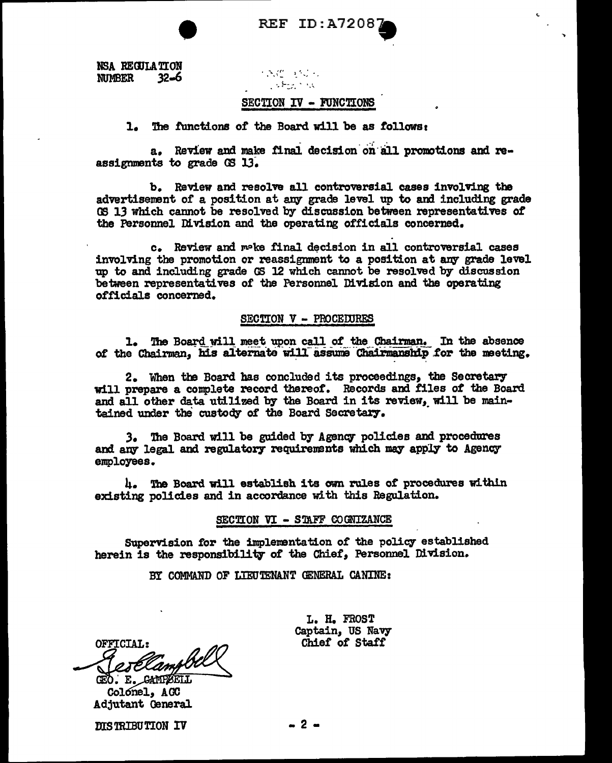REF ID:A72087

NSA REGULATION
NUMBER 32-6

## SECTION IV - FUNCTIONS

1. The functions of the Board will be as follows:

a. Review and make final decision on all promotions and reassignments to grade GS 13.

b. Review and resolve all controversial cases involving the advertisement of a position at any grade level up to and including grade GS 13 which cannot be resolved by discussion between representatives of the Personnel Division and the operating officials concerned.

c. Review and make final decision in all controversial cases involving the promotion or reassignment to a position at any grade level up to and including grade GS 12 which cannot be resolved by discussion between representatives of the Personnel Division and the operating officials concerned.

## SECTION V - PROCEDURES

1. The Board will meet upon call of the Chairman. In the absence of the Chairman, his alternate will assume Chairmanship for the meeting.

2. When the Board has concluded its proceedings, the Secretary will prepare a complete record thereof. Records and files of the Board and all other data utilized by the Board in its review, will be maintained under the custody of the Board Secretary.

3. The Board will be guided by Agency policies and procedures and any legal and regulatory requirements which may apply to Agency employees.

4. The Board will establish its own rules of procedures within existing policies and in accordance with this Regulation.

## SECTION VI - STAFF COGNIZANCE

Supervision for the implementation of the policy established herein is the responsibility of the Chief, Personnel Division.

BY COMMAND OF LIEUTENANT GENERAL CANINE:

L. H. FROST
Captain, US Navy
Chief of Staff

OFFICIAL:

Geo. E. Campbell
GEO. E. CAMPBELL
Colonel, AGC
Adjutant General

DISTRIBUTION IV